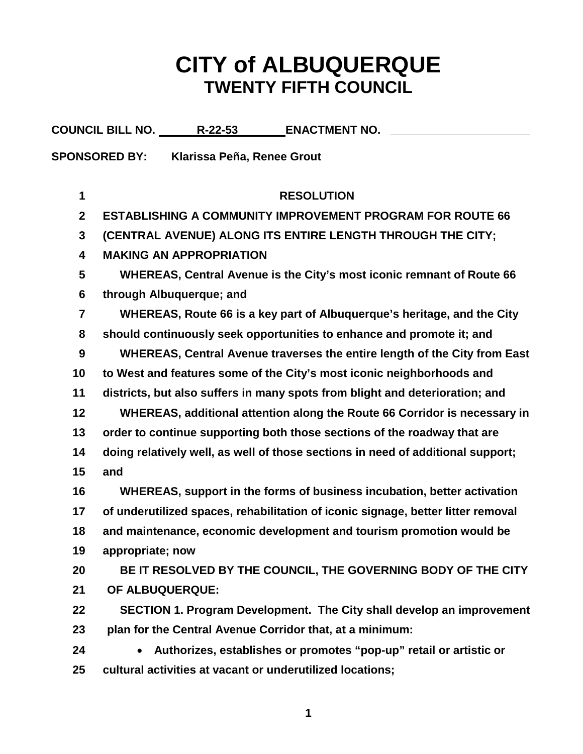# CITY of ALBUQUERQUE
## TWENTY FIFTH COUNCIL

**COUNCIL BILL NO.** R-22-53 **ENACTMENT NO.** ____________________

**SPONSORED BY:** Klarissa Peña, Renee Grout

**RESOLUTION**

**ESTABLISHING A COMMUNITY IMPROVEMENT PROGRAM FOR ROUTE 66 (CENTRAL AVENUE) ALONG ITS ENTIRE LENGTH THROUGH THE CITY; MAKING AN APPROPRIATION**

WHEREAS, Central Avenue is the City's most iconic remnant of Route 66 through Albuquerque; and

WHEREAS, Route 66 is a key part of Albuquerque's heritage, and the City should continuously seek opportunities to enhance and promote it; and

WHEREAS, Central Avenue traverses the entire length of the City from East to West and features some of the City's most iconic neighborhoods and districts, but also suffers in many spots from blight and deterioration; and

WHEREAS, additional attention along the Route 66 Corridor is necessary in order to continue supporting both those sections of the roadway that are doing relatively well, as well of those sections in need of additional support; and

WHEREAS, support in the forms of business incubation, better activation of underutilized spaces, rehabilitation of iconic signage, better litter removal and maintenance, economic development and tourism promotion would be appropriate; now

BE IT RESOLVED BY THE COUNCIL, THE GOVERNING BODY OF THE CITY OF ALBUQUERQUE:

SECTION 1. Program Development. The City shall develop an improvement plan for the Central Avenue Corridor that, at a minimum:

- Authorizes, establishes or promotes "pop-up" retail or artistic or cultural activities at vacant or underutilized locations;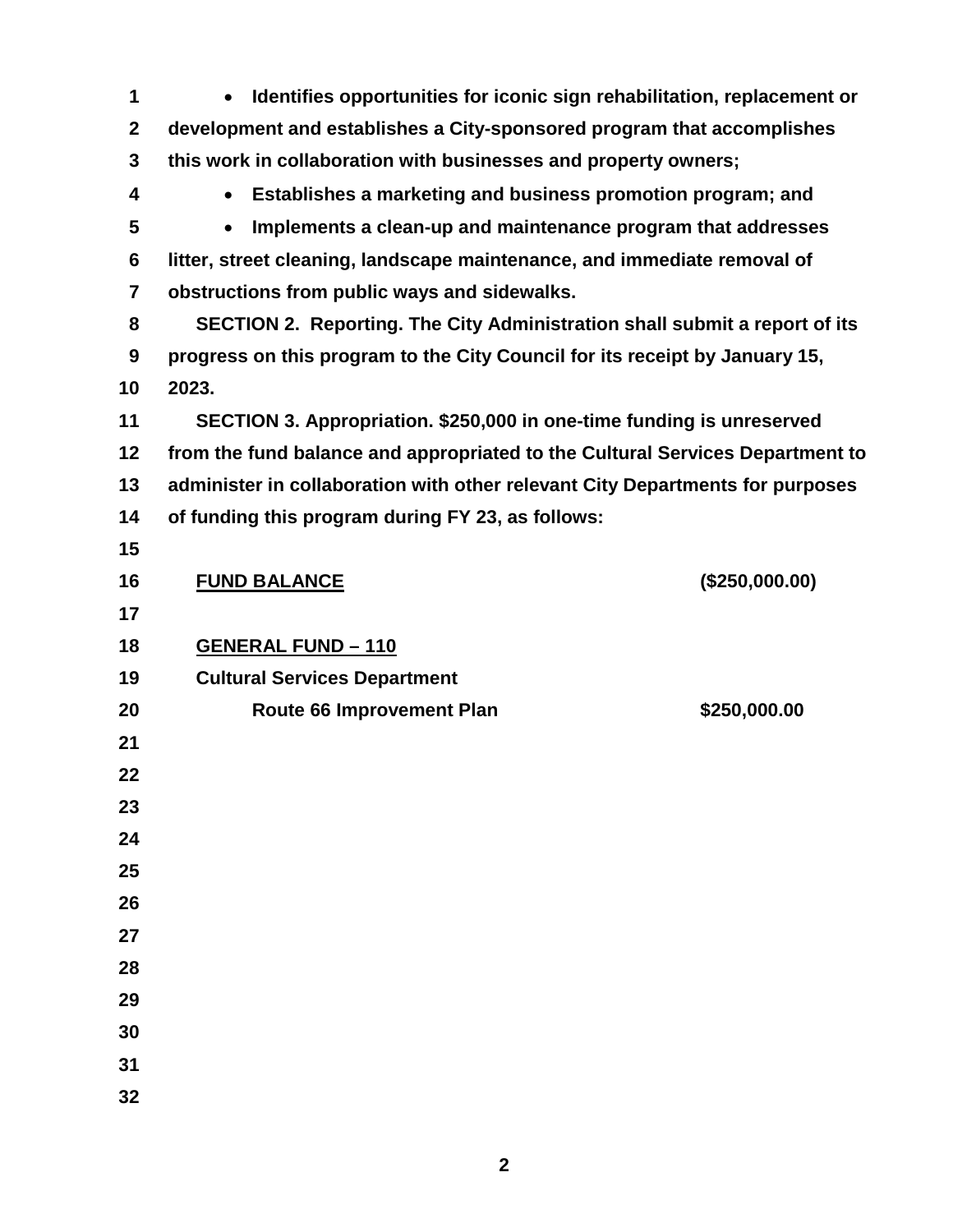- **Identifies opportunities for iconic sign rehabilitation, replacement or development and establishes a City-sponsored program that accomplishes this work in collaboration with businesses and property owners;**
- **Establishes a marketing and business promotion program; and**
- **Implements a clean-up and maintenance program that addresses litter, street cleaning, landscape maintenance, and immediate removal of obstructions from public ways and sidewalks.**

**SECTION 2. Reporting. The City Administration shall submit a report of its progress on this program to the City Council for its receipt by January 15, 2023.**

**SECTION 3. Appropriation. $250,000 in one-time funding is unreserved from the fund balance and appropriated to the Cultural Services Department to administer in collaboration with other relevant City Departments for purposes of funding this program during FY 23, as follows:**

| | |
|---|---|
| **FUND BALANCE** | **($250,000.00)** |
| | |
| **GENERAL FUND – 110** | |
| **Cultural Services Department** | |
| **Route 66 Improvement Plan** | **$250,000.00** |